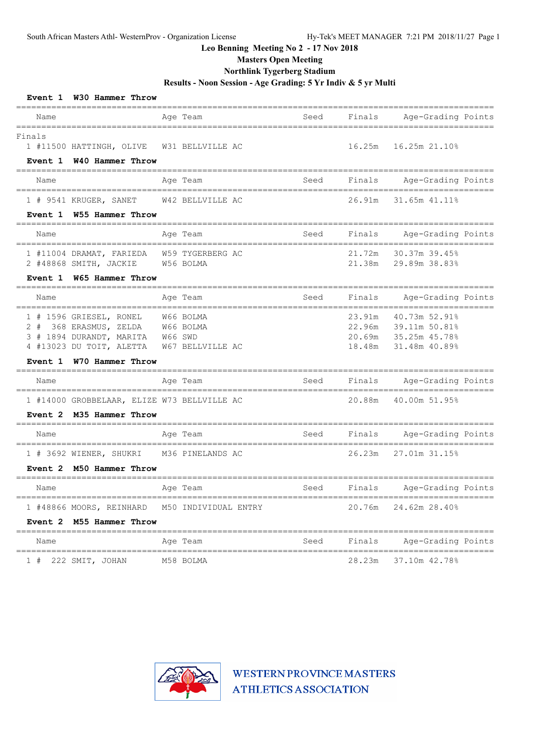South African Masters Athl- WesternProv - Organization License

# Leo Benning Meeting No 2 - 17 Nov 2018

## Masters Open Meeting

## Northlink Tygerberg Stadium

## Results - Noon Session - Age Grading: 5 Yr Indiv & 5 yr Multi

### Event 1 W30 Hammer Throw

| | Name | Age | Team | Seed | Finals | Age-Grading | Points |
|---|---|---|---|---|---|---|---|
| **Finals** | | | | | | | |
| 1 | #11500 HATTINGH, OLIVE | W31 | BELLVILLE AC | | 16.25m | 16.25m | 21.10% |

### Event 1 W40 Hammer Throw

| | Name | Age | Team | Seed | Finals | Age-Grading | Points |
|---|---|---|---|---|---|---|---|
| 1 | # 9541 KRUGER, SANET | W42 | BELLVILLE AC | | 26.91m | 31.65m | 41.11% |

### Event 1 W55 Hammer Throw

| | Name | Age | Team | Seed | Finals | Age-Grading | Points |
|---|---|---|---|---|---|---|---|
| 1 | #11004 DRAMAT, FARIEDA | W59 | TYGERBERG AC | | 21.72m | 30.37m | 39.45% |
| 2 | #48868 SMITH, JACKIE | W56 | BOLMA | | 21.38m | 29.89m | 38.83% |

### Event 1 W65 Hammer Throw

| | Name | Age | Team | Seed | Finals | Age-Grading | Points |
|---|---|---|---|---|---|---|---|
| 1 | # 1596 GRIESEL, RONEL | W66 | BOLMA | | 23.91m | 40.73m | 52.91% |
| 2 | # 368 ERASMUS, ZELDA | W66 | BOLMA | | 22.96m | 39.11m | 50.81% |
| 3 | # 1894 DURANDT, MARITA | W66 | SWD | | 20.69m | 35.25m | 45.78% |
| 4 | #13023 DU TOIT, ALETTA | W67 | BELLVILLE AC | | 18.48m | 31.48m | 40.89% |

### Event 1 W70 Hammer Throw

| | Name | Age | Team | Seed | Finals | Age-Grading | Points |
|---|---|---|---|---|---|---|---|
| 1 | #14000 GROBBELAAR, ELIZE | W73 | BELLVILLE AC | | 20.88m | 40.00m | 51.95% |

### Event 2 M35 Hammer Throw

| | Name | Age | Team | Seed | Finals | Age-Grading | Points |
|---|---|---|---|---|---|---|---|
| 1 | # 3692 WIENER, SHUKRI | M36 | PINELANDS AC | | 26.23m | 27.01m | 31.15% |

### Event 2 M50 Hammer Throw

| | Name | Age | Team | Seed | Finals | Age-Grading | Points |
|---|---|---|---|---|---|---|---|
| 1 | #48866 MOORS, REINHARD | M50 | INDIVIDUAL ENTRY | | 20.76m | 24.62m | 28.40% |

### Event 2 M55 Hammer Throw

| | Name | Age | Team | Seed | Finals | Age-Grading | Points |
|---|---|---|---|---|---|---|---|
| 1 | # 222 SMIT, JOHAN | M58 | BOLMA | | 28.23m | 37.10m | 42.78% |

WESTERN PROVINCE MASTERS ATHLETICS ASSOCIATION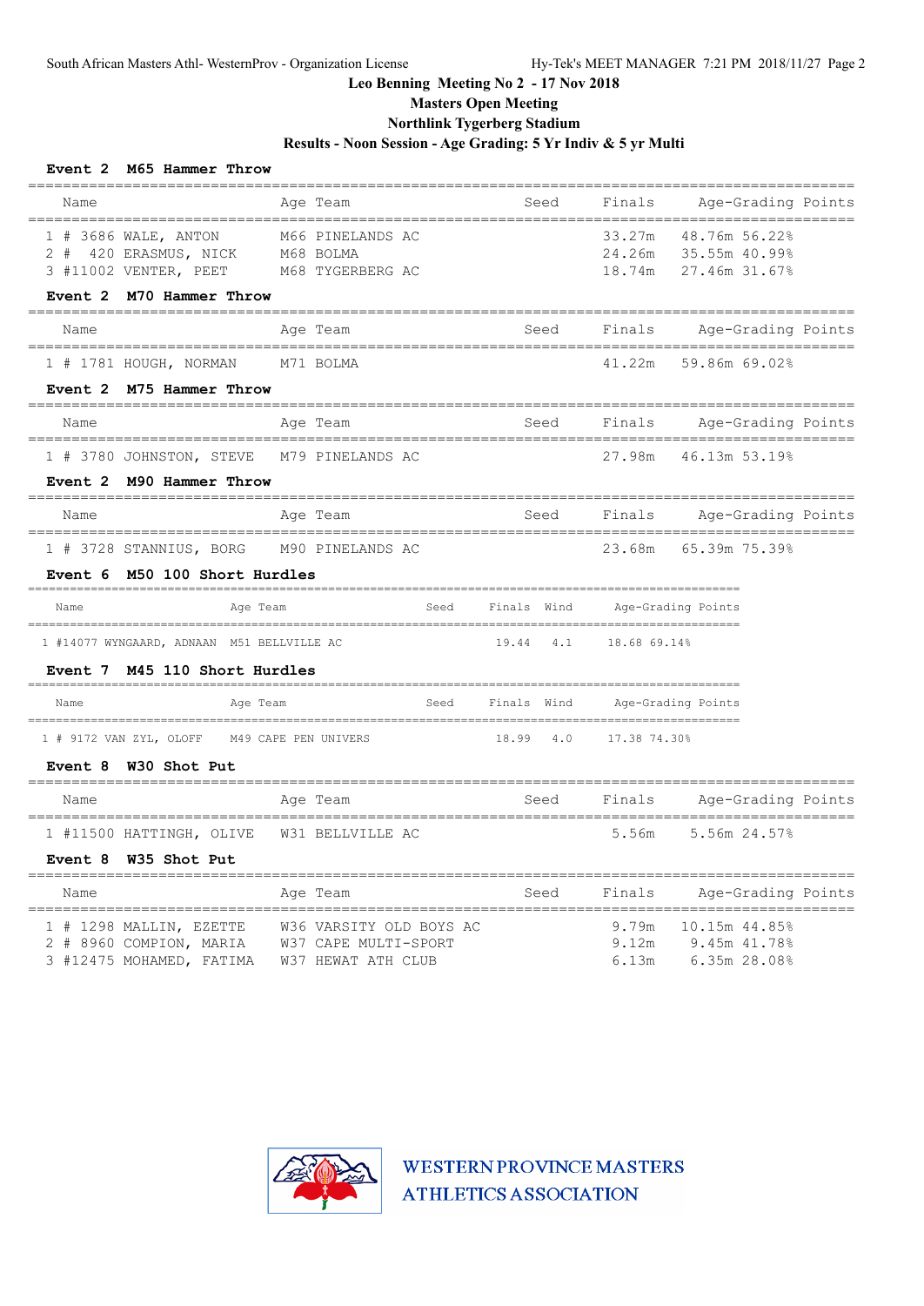# Leo Benning Meeting No 2 - 17 Nov 2018

## Masters Open Meeting

## Northlink Tygerberg Stadium

## Results - Noon Session - Age Grading: 5 Yr Indiv & 5 yr Multi

### Event 2 M65 Hammer Throw

| | Name | Age | Team | Seed | Finals | Age-Grading | Points |
|---|---|---|---|---|---|---|---|
| 1 | # 3686 WALE, ANTON | M66 | PINELANDS AC | | 33.27m | 48.76m | 56.22% |
| 2 | # 420 ERASMUS, NICK | M68 | BOLMA | | 24.26m | 35.55m | 40.99% |
| 3 | #11002 VENTER, PEET | M68 | TYGERBERG AC | | 18.74m | 27.46m | 31.67% |

### Event 2 M70 Hammer Throw

| | Name | Age | Team | Seed | Finals | Age-Grading | Points |
|---|---|---|---|---|---|---|---|
| 1 | # 1781 HOUGH, NORMAN | M71 | BOLMA | | 41.22m | 59.86m | 69.02% |

### Event 2 M75 Hammer Throw

| | Name | Age | Team | Seed | Finals | Age-Grading | Points |
|---|---|---|---|---|---|---|---|
| 1 | # 3780 JOHNSTON, STEVE | M79 | PINELANDS AC | | 27.98m | 46.13m | 53.19% |

### Event 2 M90 Hammer Throw

| | Name | Age | Team | Seed | Finals | Age-Grading | Points |
|---|---|---|---|---|---|---|---|
| 1 | # 3728 STANNIUS, BORG | M90 | PINELANDS AC | | 23.68m | 65.39m | 75.39% |

### Event 6 M50 100 Short Hurdles

| | Name | Age | Team | Seed | Finals | Wind | Age-Grading | Points |
|---|---|---|---|---|---|---|---|---|
| 1 | #14077 WYNGAARD, ADNAAN | M51 | BELLVILLE AC | | 19.44 | 4.1 | 18.68 | 69.14% |

### Event 7 M45 110 Short Hurdles

| | Name | Age | Team | Seed | Finals | Wind | Age-Grading | Points |
|---|---|---|---|---|---|---|---|---|
| 1 | # 9172 VAN ZYL, OLOFF | M49 | CAPE PEN UNIVERS | | 18.99 | 4.0 | 17.38 | 74.30% |

### Event 8 W30 Shot Put

| | Name | Age | Team | Seed | Finals | Age-Grading | Points |
|---|---|---|---|---|---|---|---|
| 1 | #11500 HATTINGH, OLIVE | W31 | BELLVILLE AC | | 5.56m | 5.56m | 24.57% |

### Event 8 W35 Shot Put

| | Name | Age | Team | Seed | Finals | Age-Grading | Points |
|---|---|---|---|---|---|---|---|
| 1 | # 1298 MALLIN, EZETTE | W36 | VARSITY OLD BOYS AC | | 9.79m | 10.15m | 44.85% |
| 2 | # 8960 COMPION, MARIA | W37 | CAPE MULTI-SPORT | | 9.12m | 9.45m | 41.78% |
| 3 | #12475 MOHAMED, FATIMA | W37 | HEWAT ATH CLUB | | 6.13m | 6.35m | 28.08% |

WESTERN PROVINCE MASTERS ATHLETICS ASSOCIATION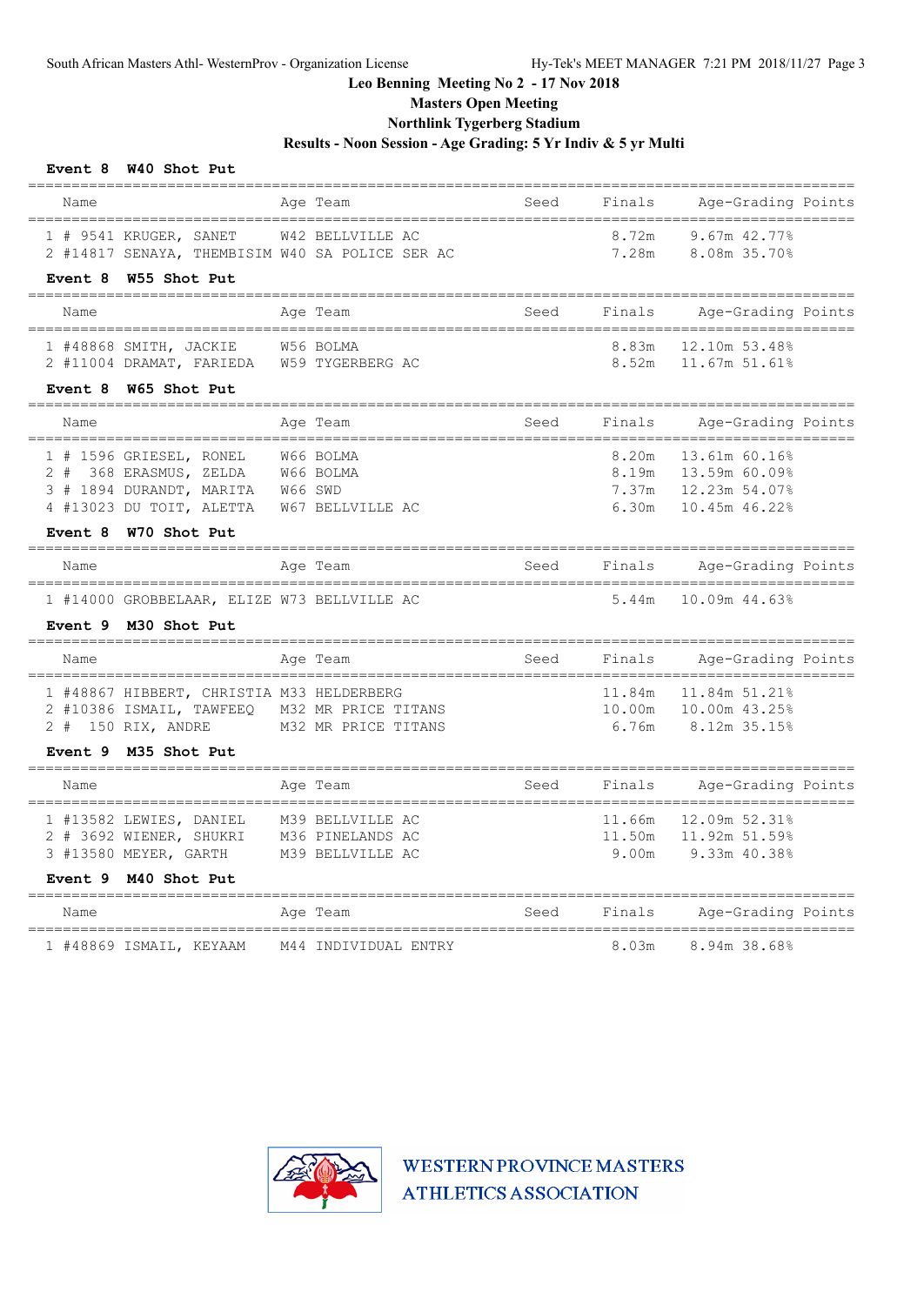Leo Benning Meeting No 2 - 17 Nov 2018

Masters Open Meeting

Northlink Tygerberg Stadium

Results - Noon Session - Age Grading: 5 Yr Indiv & 5 yr Multi

**Event 8 W40 Shot Put**

| | Name | Age | Team | Seed | Finals | Age-Grading | Points |
|---|---|---|---|---|---|---|---|
| 1 | # 9541 KRUGER, SANET | W42 | BELLVILLE AC | | 8.72m | 9.67m | 42.77% |
| 2 | #14817 SENAYA, THEMBISIM | W40 | SA POLICE SER AC | | 7.28m | 8.08m | 35.70% |

**Event 8 W55 Shot Put**

| | Name | Age | Team | Seed | Finals | Age-Grading | Points |
|---|---|---|---|---|---|---|---|
| 1 | #48868 SMITH, JACKIE | W56 | BOLMA | | 8.83m | 12.10m | 53.48% |
| 2 | #11004 DRAMAT, FARIEDA | W59 | TYGERBERG AC | | 8.52m | 11.67m | 51.61% |

**Event 8 W65 Shot Put**

| | Name | Age | Team | Seed | Finals | Age-Grading | Points |
|---|---|---|---|---|---|---|---|
| 1 | # 1596 GRIESEL, RONEL | W66 | BOLMA | | 8.20m | 13.61m | 60.16% |
| 2 | # 368 ERASMUS, ZELDA | W66 | BOLMA | | 8.19m | 13.59m | 60.09% |
| 3 | # 1894 DURANDT, MARITA | W66 | SWD | | 7.37m | 12.23m | 54.07% |
| 4 | #13023 DU TOIT, ALETTA | W67 | BELLVILLE AC | | 6.30m | 10.45m | 46.22% |

**Event 8 W70 Shot Put**

| | Name | Age | Team | Seed | Finals | Age-Grading | Points |
|---|---|---|---|---|---|---|---|
| 1 | #14000 GROBBELAAR, ELIZE | W73 | BELLVILLE AC | | 5.44m | 10.09m | 44.63% |

**Event 9 M30 Shot Put**

| | Name | Age | Team | Seed | Finals | Age-Grading | Points |
|---|---|---|---|---|---|---|---|
| 1 | #48867 HIBBERT, CHRISTIA | M33 | HELDERBERG | | 11.84m | 11.84m | 51.21% |
| 2 | #10386 ISMAIL, TAWFEEQ | M32 | MR PRICE TITANS | | 10.00m | 10.00m | 43.25% |
| 2 | # 150 RIX, ANDRE | M32 | MR PRICE TITANS | | 6.76m | 8.12m | 35.15% |

**Event 9 M35 Shot Put**

| | Name | Age | Team | Seed | Finals | Age-Grading | Points |
|---|---|---|---|---|---|---|---|
| 1 | #13582 LEWIES, DANIEL | M39 | BELLVILLE AC | | 11.66m | 12.09m | 52.31% |
| 2 | # 3692 WIENER, SHUKRI | M36 | PINELANDS AC | | 11.50m | 11.92m | 51.59% |
| 3 | #13580 MEYER, GARTH | M39 | BELLVILLE AC | | 9.00m | 9.33m | 40.38% |

**Event 9 M40 Shot Put**

| | Name | Age | Team | Seed | Finals | Age-Grading | Points |
|---|---|---|---|---|---|---|---|
| 1 | #48869 ISMAIL, KEYAAM | M44 | INDIVIDUAL ENTRY | | 8.03m | 8.94m | 38.68% |

WESTERN PROVINCE MASTERS ATHLETICS ASSOCIATION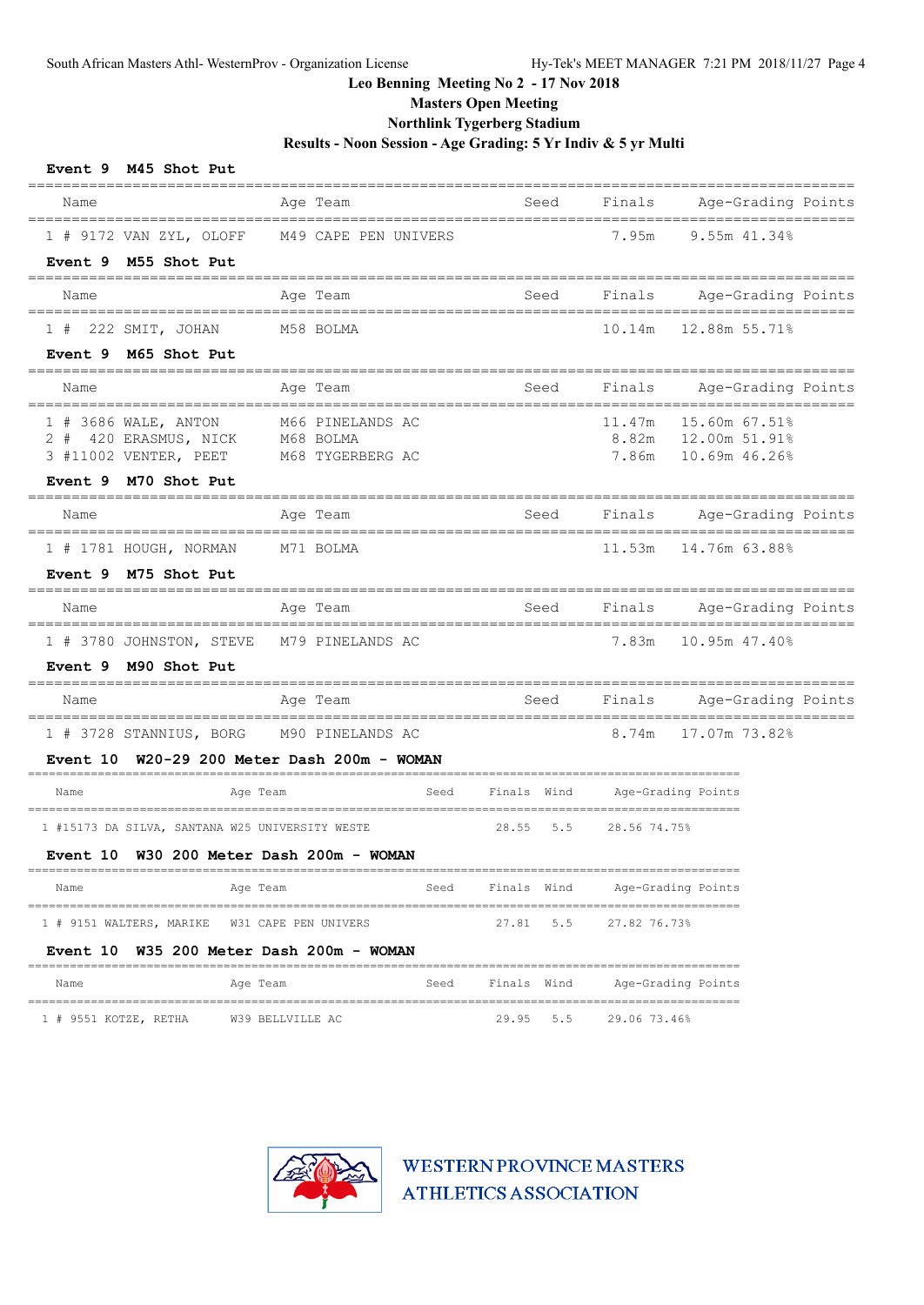## Leo Benning Meeting No 2 - 17 Nov 2018

### Masters Open Meeting

### Northlink Tygerberg Stadium

### Results - Noon Session - Age Grading: 5 Yr Indiv & 5 yr Multi

**Event 9 M45 Shot Put**

| Name | Age | Team | Seed | Finals | Age-Grading | Points |
|---|---|---|---|---|---|---|
| 1 # 9172 VAN ZYL, OLOFF | M49 | CAPE PEN UNIVERS | | 7.95m | 9.55m | 41.34% |

**Event 9 M55 Shot Put**

| Name | Age | Team | Seed | Finals | Age-Grading | Points |
|---|---|---|---|---|---|---|
| 1 # 222 SMIT, JOHAN | M58 | BOLMA | | 10.14m | 12.88m | 55.71% |

**Event 9 M65 Shot Put**

| Name | Age | Team | Seed | Finals | Age-Grading | Points |
|---|---|---|---|---|---|---|
| 1 # 3686 WALE, ANTON | M66 | PINELANDS AC | | 11.47m | 15.60m | 67.51% |
| 2 # 420 ERASMUS, NICK | M68 | BOLMA | | 8.82m | 12.00m | 51.91% |
| 3 #11002 VENTER, PEET | M68 | TYGERBERG AC | | 7.86m | 10.69m | 46.26% |

**Event 9 M70 Shot Put**

| Name | Age | Team | Seed | Finals | Age-Grading | Points |
|---|---|---|---|---|---|---|
| 1 # 1781 HOUGH, NORMAN | M71 | BOLMA | | 11.53m | 14.76m | 63.88% |

**Event 9 M75 Shot Put**

| Name | Age | Team | Seed | Finals | Age-Grading | Points |
|---|---|---|---|---|---|---|
| 1 # 3780 JOHNSTON, STEVE | M79 | PINELANDS AC | | 7.83m | 10.95m | 47.40% |

**Event 9 M90 Shot Put**

| Name | Age | Team | Seed | Finals | Age-Grading | Points |
|---|---|---|---|---|---|---|
| 1 # 3728 STANNIUS, BORG | M90 | PINELANDS AC | | 8.74m | 17.07m | 73.82% |

**Event 10 W20-29 200 Meter Dash 200m - WOMAN**

| Name | Age | Team | Seed | Finals | Wind | Age-Grading | Points |
|---|---|---|---|---|---|---|---|
| 1 #15173 DA SILVA, SANTANA | W25 | UNIVERSITY WESTE | | 28.55 | 5.5 | 28.56 | 74.75% |

**Event 10 W30 200 Meter Dash 200m - WOMAN**

| Name | Age | Team | Seed | Finals | Wind | Age-Grading | Points |
|---|---|---|---|---|---|---|---|
| 1 # 9151 WALTERS, MARIKE | W31 | CAPE PEN UNIVERS | | 27.81 | 5.5 | 27.82 | 76.73% |

**Event 10 W35 200 Meter Dash 200m - WOMAN**

| Name | Age | Team | Seed | Finals | Wind | Age-Grading | Points |
|---|---|---|---|---|---|---|---|
| 1 # 9551 KOTZE, RETHA | W39 | BELLVILLE AC | | 29.95 | 5.5 | 29.06 | 73.46% |

WESTERN PROVINCE MASTERS ATHLETICS ASSOCIATION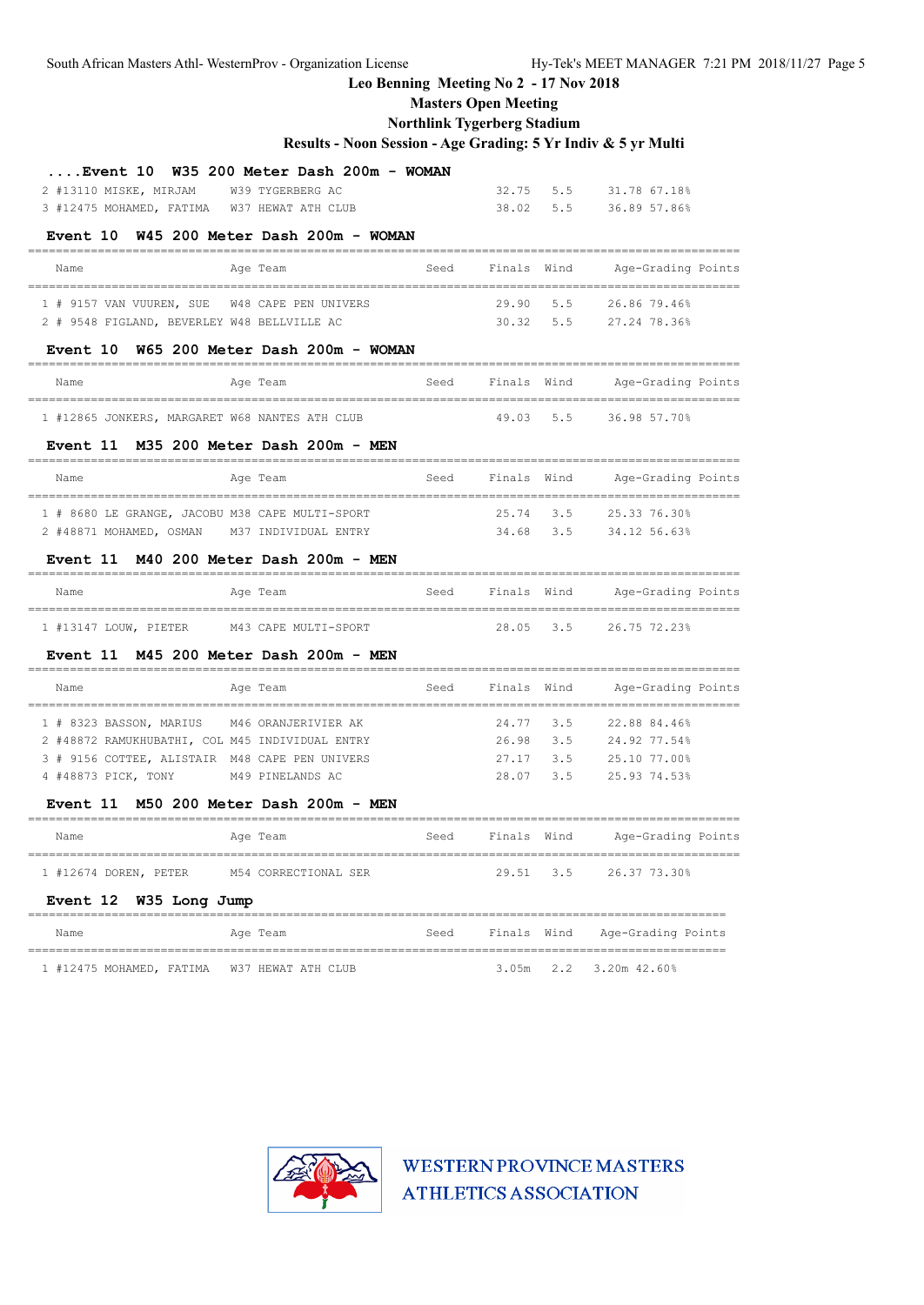Leo Benning Meeting No 2 - 17 Nov 2018

Masters Open Meeting

Northlink Tygerberg Stadium

Results - Noon Session - Age Grading: 5 Yr Indiv & 5 yr Multi

### ....Event 10 W35 200 Meter Dash 200m - WOMAN

| | Name | Age | Team | Seed | Finals | Wind | Age-Grading | Points |
|---|---|---|---|---|---|---|---|---|
| 2 | #13110 MISKE, MIRJAM | W39 | TYGERBERG AC | | 32.75 | 5.5 | 31.78 | 67.18% |
| 3 | #12475 MOHAMED, FATIMA | W37 | HEWAT ATH CLUB | | 38.02 | 5.5 | 36.89 | 57.86% |

### Event 10 W45 200 Meter Dash 200m - WOMAN

| | Name | Age | Team | Seed | Finals | Wind | Age-Grading | Points |
|---|---|---|---|---|---|---|---|---|
| 1 | # 9157 VAN VUUREN, SUE | W48 | CAPE PEN UNIVERS | | 29.90 | 5.5 | 26.86 | 79.46% |
| 2 | # 9548 FIGLAND, BEVERLEY | W48 | BELLVILLE AC | | 30.32 | 5.5 | 27.24 | 78.36% |

### Event 10 W65 200 Meter Dash 200m - WOMAN

| | Name | Age | Team | Seed | Finals | Wind | Age-Grading | Points |
|---|---|---|---|---|---|---|---|---|
| 1 | #12865 JONKERS, MARGARET | W68 | NANTES ATH CLUB | | 49.03 | 5.5 | 36.98 | 57.70% |

### Event 11 M35 200 Meter Dash 200m - MEN

| | Name | Age | Team | Seed | Finals | Wind | Age-Grading | Points |
|---|---|---|---|---|---|---|---|---|
| 1 | # 8680 LE GRANGE, JACOBU | M38 | CAPE MULTI-SPORT | | 25.74 | 3.5 | 25.33 | 76.30% |
| 2 | #48871 MOHAMED, OSMAN | M37 | INDIVIDUAL ENTRY | | 34.68 | 3.5 | 34.12 | 56.63% |

### Event 11 M40 200 Meter Dash 200m - MEN

| | Name | Age | Team | Seed | Finals | Wind | Age-Grading | Points |
|---|---|---|---|---|---|---|---|---|
| 1 | #13147 LOUW, PIETER | M43 | CAPE MULTI-SPORT | | 28.05 | 3.5 | 26.75 | 72.23% |

### Event 11 M45 200 Meter Dash 200m - MEN

| | Name | Age | Team | Seed | Finals | Wind | Age-Grading | Points |
|---|---|---|---|---|---|---|---|---|
| 1 | # 8323 BASSON, MARIUS | M46 | ORANJERIVIER AK | | 24.77 | 3.5 | 22.88 | 84.46% |
| 2 | #48872 RAMUKHUBATHI, COL | M45 | INDIVIDUAL ENTRY | | 26.98 | 3.5 | 24.92 | 77.54% |
| 3 | # 9156 COTTEE, ALISTAIR | M48 | CAPE PEN UNIVERS | | 27.17 | 3.5 | 25.10 | 77.00% |
| 4 | #48873 PICK, TONY | M49 | PINELANDS AC | | 28.07 | 3.5 | 25.93 | 74.53% |

### Event 11 M50 200 Meter Dash 200m - MEN

| | Name | Age | Team | Seed | Finals | Wind | Age-Grading | Points |
|---|---|---|---|---|---|---|---|---|
| 1 | #12674 DOREN, PETER | M54 | CORRECTIONAL SER | | 29.51 | 3.5 | 26.37 | 73.30% |

### Event 12 W35 Long Jump

| | Name | Age | Team | Seed | Finals | Wind | Age-Grading | Points |
|---|---|---|---|---|---|---|---|---|
| 1 | #12475 MOHAMED, FATIMA | W37 | HEWAT ATH CLUB | | 3.05m | 2.2 | 3.20m | 42.60% |

WESTERN PROVINCE MASTERS ATHLETICS ASSOCIATION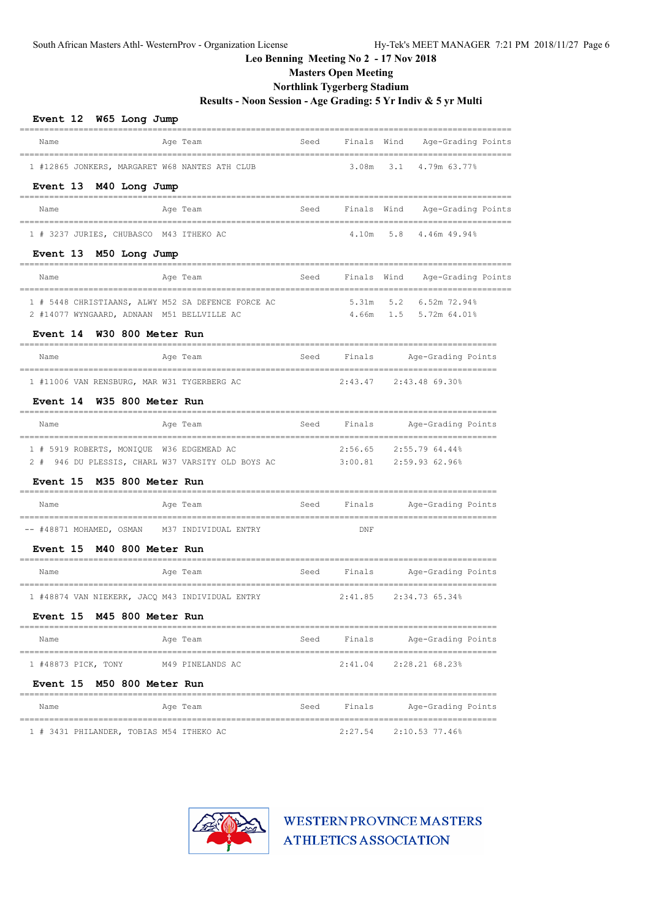South African Masters Athl- WesternProv - Organization License — Hy-Tek's MEET MANAGER 7:21 PM 2018/11/27 Page 6

**Leo Benning Meeting No 2 - 17 Nov 2018**

**Masters Open Meeting**

**Northlink Tygerberg Stadium**

**Results - Noon Session - Age Grading: 5 Yr Indiv & 5 yr Multi**

### Event 12 W65 Long Jump

| | Name | Age | Team | Seed | Finals | Wind | Age-Grading | Points |
|---|---|---|---|---|---|---|---|---|
| 1 | #12865 JONKERS, MARGARET | W68 | NANTES ATH CLUB | | 3.08m | 3.1 | 4.79m | 63.77% |

### Event 13 M40 Long Jump

| | Name | Age | Team | Seed | Finals | Wind | Age-Grading | Points |
|---|---|---|---|---|---|---|---|---|
| 1 | # 3237 JURIES, CHUBASCO | M43 | ITHEKO AC | | 4.10m | 5.8 | 4.46m | 49.94% |

### Event 13 M50 Long Jump

| | Name | Age | Team | Seed | Finals | Wind | Age-Grading | Points |
|---|---|---|---|---|---|---|---|---|
| 1 | # 5448 CHRISTIAANS, ALWY | M52 | SA DEFENCE FORCE AC | | 5.31m | 5.2 | 6.52m | 72.94% |
| 2 | #14077 WYNGAARD, ADNAAN | M51 | BELLVILLE AC | | 4.66m | 1.5 | 5.72m | 64.01% |

### Event 14 W30 800 Meter Run

| | Name | Age | Team | Seed | Finals | Age-Grading | Points |
|---|---|---|---|---|---|---|---|
| 1 | #11006 VAN RENSBURG, MAR | W31 | TYGERBERG AC | | 2:43.47 | 2:43.48 | 69.30% |

### Event 14 W35 800 Meter Run

| | Name | Age | Team | Seed | Finals | Age-Grading | Points |
|---|---|---|---|---|---|---|---|
| 1 | # 5919 ROBERTS, MONIQUE | W36 | EDGEMEAD AC | | 2:56.65 | 2:55.79 | 64.44% |
| 2 | # 946 DU PLESSIS, CHARL | W37 | VARSITY OLD BOYS AC | | 3:00.81 | 2:59.93 | 62.96% |

### Event 15 M35 800 Meter Run

| | Name | Age | Team | Seed | Finals | Age-Grading | Points |
|---|---|---|---|---|---|---|---|
| -- | #48871 MOHAMED, OSMAN | M37 | INDIVIDUAL ENTRY | | DNF | | |

### Event 15 M40 800 Meter Run

| | Name | Age | Team | Seed | Finals | Age-Grading | Points |
|---|---|---|---|---|---|---|---|
| 1 | #48874 VAN NIEKERK, JACQ | M43 | INDIVIDUAL ENTRY | | 2:41.85 | 2:34.73 | 65.34% |

### Event 15 M45 800 Meter Run

| | Name | Age | Team | Seed | Finals | Age-Grading | Points |
|---|---|---|---|---|---|---|---|
| 1 | #48873 PICK, TONY | M49 | PINELANDS AC | | 2:41.04 | 2:28.21 | 68.23% |

### Event 15 M50 800 Meter Run

| | Name | Age | Team | Seed | Finals | Age-Grading | Points |
|---|---|---|---|---|---|---|---|
| 1 | # 3431 PHILANDER, TOBIAS | M54 | ITHEKO AC | | 2:27.54 | 2:10.53 | 77.46% |

WESTERN PROVINCE MASTERS ATHLETICS ASSOCIATION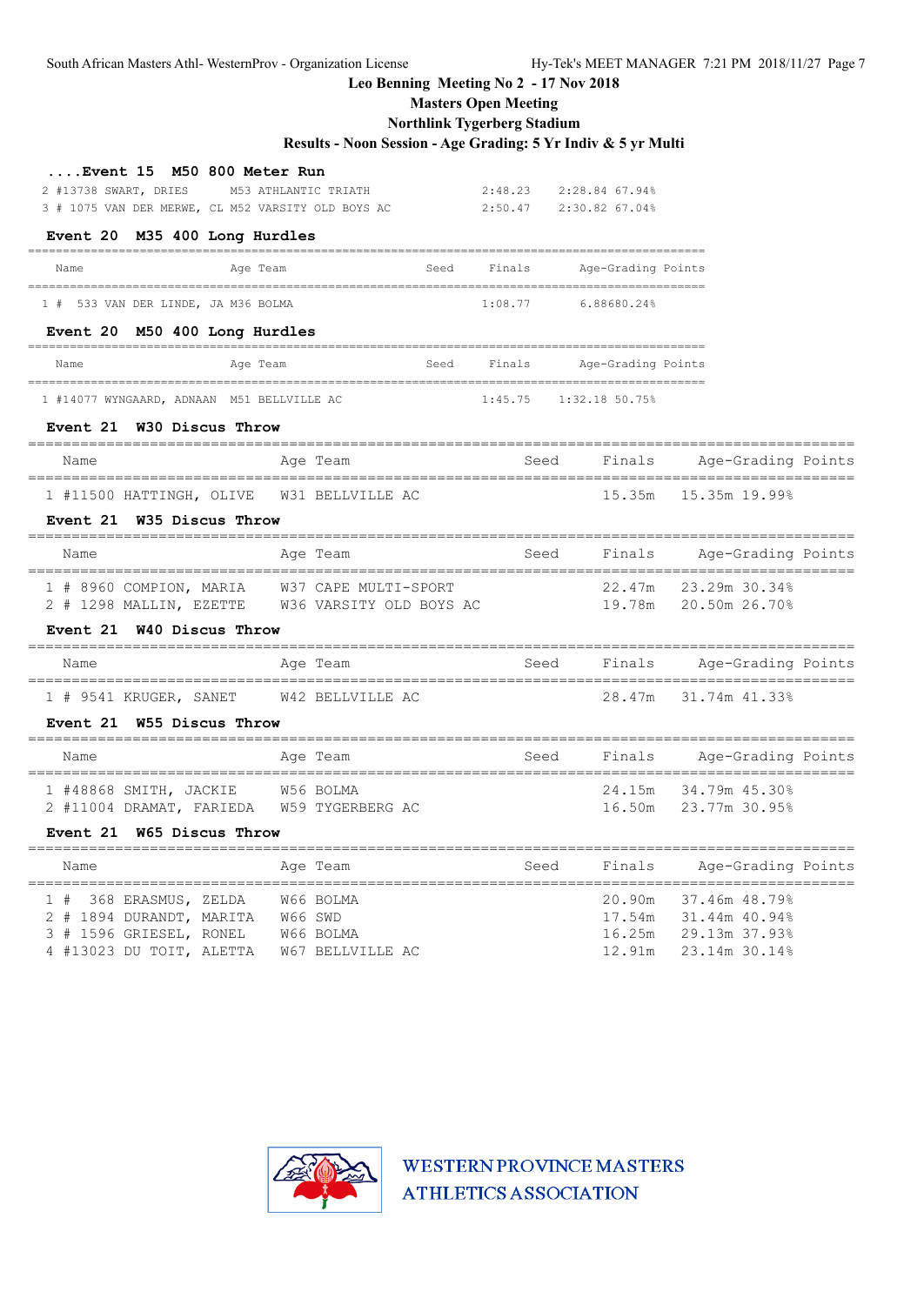South African Masters Athl- WesternProv - Organization License    Hy-Tek's MEET MANAGER 7:21 PM 2018/11/27

**Leo Benning Meeting No 2 - 17 Nov 2018**

**Masters Open Meeting**

**Northlink Tygerberg Stadium**

**Results - Noon Session - Age Grading: 5 Yr Indiv & 5 yr Multi**

### ....Event 15 M50 800 Meter Run

| Place | Name | Age | Team | Seed | Finals | Age-Grading | Points |
|---|---|---|---|---|---|---|---|
| 2 | #13738 SWART, DRIES | M53 | ATHLANTIC TRIATH | | 2:48.23 | 2:28.84 67.94% | |
| 3 | # 1075 VAN DER MERWE, CL | M52 | VARSITY OLD BOYS AC | | 2:50.47 | 2:30.82 67.04% | |

### Event 20 M35 400 Long Hurdles

| Place | Name | Age | Team | Seed | Finals | Age-Grading | Points |
|---|---|---|---|---|---|---|---|
| 1 | # 533 VAN DER LINDE, JA | M36 | BOLMA | | 1:08.77 | 6.88680.24% | |

### Event 20 M50 400 Long Hurdles

| Place | Name | Age | Team | Seed | Finals | Age-Grading | Points |
|---|---|---|---|---|---|---|---|
| 1 | #14077 WYNGAARD, ADNAAN | M51 | BELLVILLE AC | | 1:45.75 | 1:32.18 50.75% | |

### Event 21 W30 Discus Throw

| Place | Name | Age | Team | Seed | Finals | Age-Grading | Points |
|---|---|---|---|---|---|---|---|
| 1 | #11500 HATTINGH, OLIVE | W31 | BELLVILLE AC | | 15.35m | 15.35m 19.99% | |

### Event 21 W35 Discus Throw

| Place | Name | Age | Team | Seed | Finals | Age-Grading | Points |
|---|---|---|---|---|---|---|---|
| 1 | # 8960 COMPION, MARIA | W37 | CAPE MULTI-SPORT | | 22.47m | 23.29m 30.34% | |
| 2 | # 1298 MALLIN, EZETTE | W36 | VARSITY OLD BOYS AC | | 19.78m | 20.50m 26.70% | |

### Event 21 W40 Discus Throw

| Place | Name | Age | Team | Seed | Finals | Age-Grading | Points |
|---|---|---|---|---|---|---|---|
| 1 | # 9541 KRUGER, SANET | W42 | BELLVILLE AC | | 28.47m | 31.74m 41.33% | |

### Event 21 W55 Discus Throw

| Place | Name | Age | Team | Seed | Finals | Age-Grading | Points |
|---|---|---|---|---|---|---|---|
| 1 | #48868 SMITH, JACKIE | W56 | BOLMA | | 24.15m | 34.79m 45.30% | |
| 2 | #11004 DRAMAT, FARIEDA | W59 | TYGERBERG AC | | 16.50m | 23.77m 30.95% | |

### Event 21 W65 Discus Throw

| Place | Name | Age | Team | Seed | Finals | Age-Grading | Points |
|---|---|---|---|---|---|---|---|
| 1 | # 368 ERASMUS, ZELDA | W66 | BOLMA | | 20.90m | 37.46m 48.79% | |
| 2 | # 1894 DURANDT, MARITA | W66 | SWD | | 17.54m | 31.44m 40.94% | |
| 3 | # 1596 GRIESEL, RONEL | W66 | BOLMA | | 16.25m | 29.13m 37.93% | |
| 4 | #13023 DU TOIT, ALETTA | W67 | BELLVILLE AC | | 12.91m | 23.14m 30.14% | |

WESTERN PROVINCE MASTERS ATHLETICS ASSOCIATION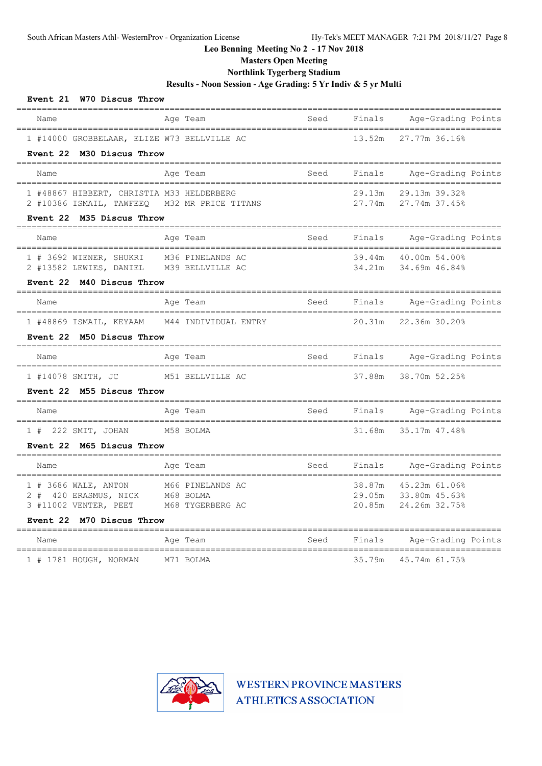# Leo Benning Meeting No 2 - 17 Nov 2018

## Masters Open Meeting

## Northlink Tygerberg Stadium

## Results - Noon Session - Age Grading: 5 Yr Indiv & 5 yr Multi

**Event 21 W70 Discus Throw**

| Name | Age | Team | Seed | Finals | Age-Grading | Points |
|---|---|---|---|---|---|---|
| 1 #14000 GROBBELAAR, ELIZE | W73 | BELLVILLE AC | | 13.52m | 27.77m | 36.16% |

**Event 22 M30 Discus Throw**

| Name | Age | Team | Seed | Finals | Age-Grading | Points |
|---|---|---|---|---|---|---|
| 1 #48867 HIBBERT, CHRISTIA | M33 | HELDERBERG | | 29.13m | 29.13m | 39.32% |
| 2 #10386 ISMAIL, TAWFEEQ | M32 | MR PRICE TITANS | | 27.74m | 27.74m | 37.45% |

**Event 22 M35 Discus Throw**

| Name | Age | Team | Seed | Finals | Age-Grading | Points |
|---|---|---|---|---|---|---|
| 1 # 3692 WIENER, SHUKRI | M36 | PINELANDS AC | | 39.44m | 40.00m | 54.00% |
| 2 #13582 LEWIES, DANIEL | M39 | BELLVILLE AC | | 34.21m | 34.69m | 46.84% |

**Event 22 M40 Discus Throw**

| Name | Age | Team | Seed | Finals | Age-Grading | Points |
|---|---|---|---|---|---|---|
| 1 #48869 ISMAIL, KEYAAM | M44 | INDIVIDUAL ENTRY | | 20.31m | 22.36m | 30.20% |

**Event 22 M50 Discus Throw**

| Name | Age | Team | Seed | Finals | Age-Grading | Points |
|---|---|---|---|---|---|---|
| 1 #14078 SMITH, JC | M51 | BELLVILLE AC | | 37.88m | 38.70m | 52.25% |

**Event 22 M55 Discus Throw**

| Name | Age | Team | Seed | Finals | Age-Grading | Points |
|---|---|---|---|---|---|---|
| 1 # 222 SMIT, JOHAN | M58 | BOLMA | | 31.68m | 35.17m | 47.48% |

**Event 22 M65 Discus Throw**

| Name | Age | Team | Seed | Finals | Age-Grading | Points |
|---|---|---|---|---|---|---|
| 1 # 3686 WALE, ANTON | M66 | PINELANDS AC | | 38.87m | 45.23m | 61.06% |
| 2 # 420 ERASMUS, NICK | M68 | BOLMA | | 29.05m | 33.80m | 45.63% |
| 3 #11002 VENTER, PEET | M68 | TYGERBERG AC | | 20.85m | 24.26m | 32.75% |

**Event 22 M70 Discus Throw**

| Name | Age | Team | Seed | Finals | Age-Grading | Points |
|---|---|---|---|---|---|---|
| 1 # 1781 HOUGH, NORMAN | M71 | BOLMA | | 35.79m | 45.74m | 61.75% |

WESTERN PROVINCE MASTERS ATHLETICS ASSOCIATION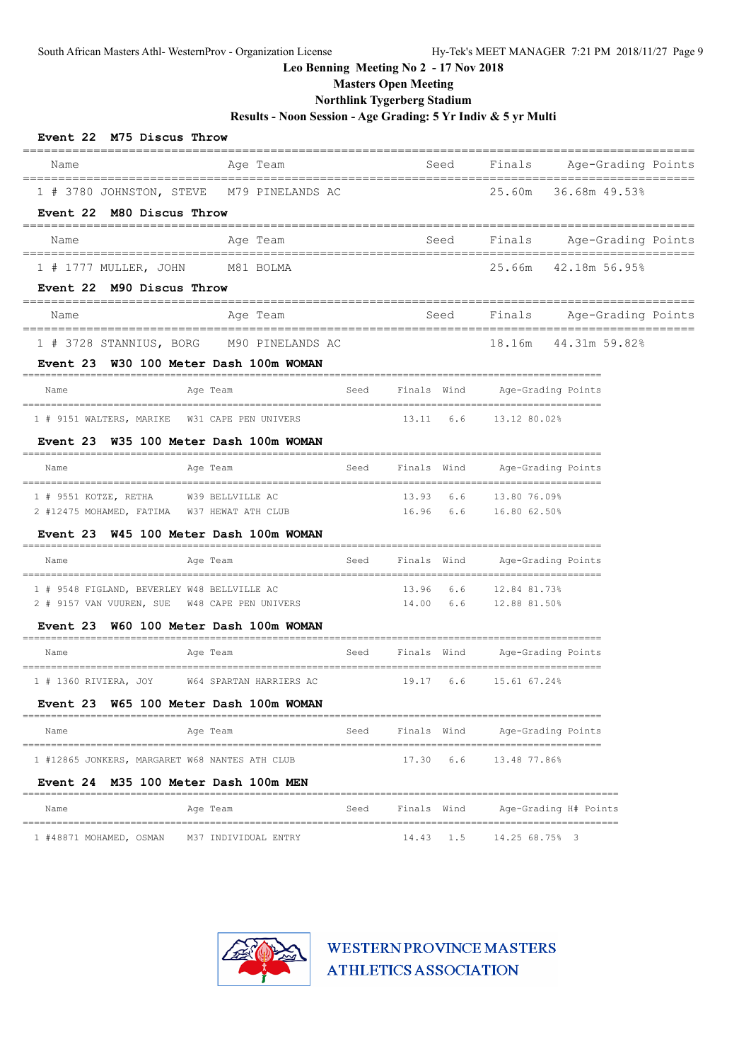South African Masters Athl- WesternProv - Organization License    Hy-Tek's MEET MANAGER 7:21 PM 2018/11/27 Page 9

**Leo Benning Meeting No 2 - 17 Nov 2018**
**Masters Open Meeting**
**Northlink Tygerberg Stadium**
**Results - Noon Session - Age Grading: 5 Yr Indiv & 5 yr Multi**

**Event 22 M75 Discus Throw**

| | Name | Age | Team | Seed | Finals | Age-Grading | Points |
|---|---|---|---|---|---|---|---|
| 1 | # 3780 JOHNSTON, STEVE | M79 | PINELANDS AC | | 25.60m | 36.68m 49.53% | |

**Event 22 M80 Discus Throw**

| | Name | Age | Team | Seed | Finals | Age-Grading | Points |
|---|---|---|---|---|---|---|---|
| 1 | # 1777 MULLER, JOHN | M81 | BOLMA | | 25.66m | 42.18m 56.95% | |

**Event 22 M90 Discus Throw**

| | Name | Age | Team | Seed | Finals | Age-Grading | Points |
|---|---|---|---|---|---|---|---|
| 1 | # 3728 STANNIUS, BORG | M90 | PINELANDS AC | | 18.16m | 44.31m 59.82% | |

**Event 23 W30 100 Meter Dash 100m WOMAN**

| | Name | Age | Team | Seed | Finals | Wind | Age-Grading | Points |
|---|---|---|---|---|---|---|---|---|
| 1 | # 9151 WALTERS, MARIKE | W31 | CAPE PEN UNIVERS | | 13.11 | 6.6 | 13.12 80.02% | |

**Event 23 W35 100 Meter Dash 100m WOMAN**

| | Name | Age | Team | Seed | Finals | Wind | Age-Grading | Points |
|---|---|---|---|---|---|---|---|---|
| 1 | # 9551 KOTZE, RETHA | W39 | BELLVILLE AC | | 13.93 | 6.6 | 13.80 76.09% | |
| 2 | #12475 MOHAMED, FATIMA | W37 | HEWAT ATH CLUB | | 16.96 | 6.6 | 16.80 62.50% | |

**Event 23 W45 100 Meter Dash 100m WOMAN**

| | Name | Age | Team | Seed | Finals | Wind | Age-Grading | Points |
|---|---|---|---|---|---|---|---|---|
| 1 | # 9548 FIGLAND, BEVERLEY | W48 | BELLVILLE AC | | 13.96 | 6.6 | 12.84 81.73% | |
| 2 | # 9157 VAN VUUREN, SUE | W48 | CAPE PEN UNIVERS | | 14.00 | 6.6 | 12.88 81.50% | |

**Event 23 W60 100 Meter Dash 100m WOMAN**

| | Name | Age | Team | Seed | Finals | Wind | Age-Grading | Points |
|---|---|---|---|---|---|---|---|---|
| 1 | # 1360 RIVIERA, JOY | W64 | SPARTAN HARRIERS AC | | 19.17 | 6.6 | 15.61 67.24% | |

**Event 23 W65 100 Meter Dash 100m WOMAN**

| | Name | Age | Team | Seed | Finals | Wind | Age-Grading | Points |
|---|---|---|---|---|---|---|---|---|
| 1 | #12865 JONKERS, MARGARET | W68 | NANTES ATH CLUB | | 17.30 | 6.6 | 13.48 77.86% | |

**Event 24 M35 100 Meter Dash 100m MEN**

| | Name | Age | Team | Seed | Finals | Wind | Age-Grading | H# | Points |
|---|---|---|---|---|---|---|---|---|---|
| 1 | #48871 MOHAMED, OSMAN | M37 | INDIVIDUAL ENTRY | | 14.43 | 1.5 | 14.25 68.75% | 3 | |

WESTERN PROVINCE MASTERS ATHLETICS ASSOCIATION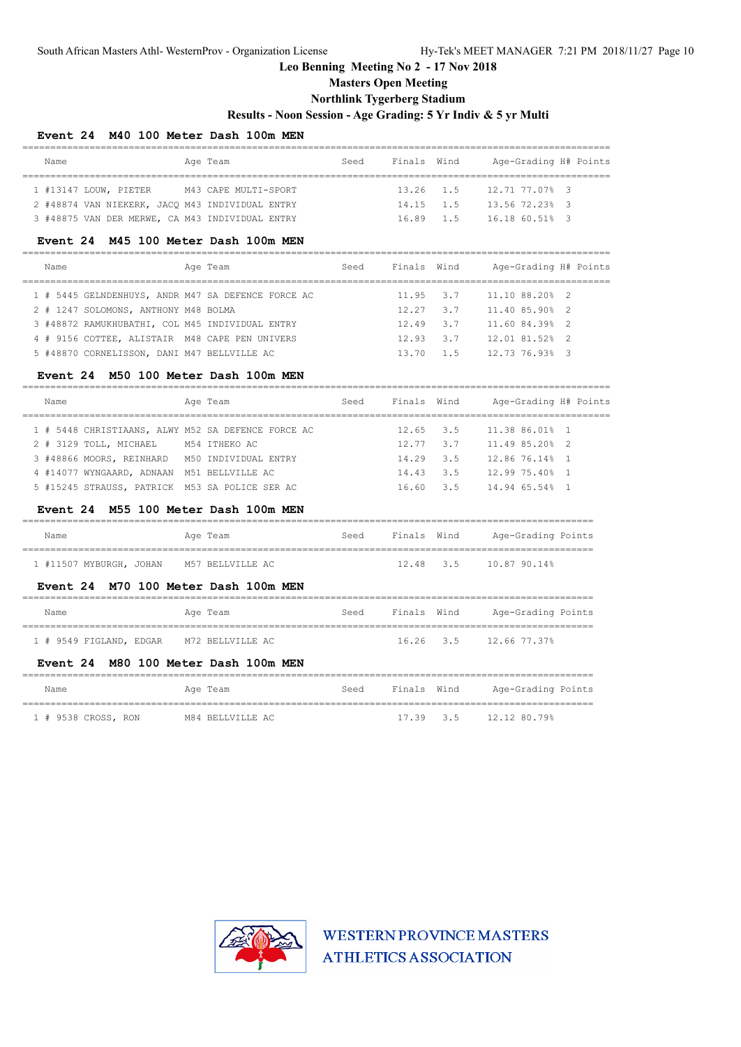# Leo Benning Meeting No 2 - 17 Nov 2018

## Masters Open Meeting

## Northlink Tygerberg Stadium

## Results - Noon Session - Age Grading: 5 Yr Indiv & 5 yr Multi

### Event 24 M40 100 Meter Dash 100m MEN

| | Name | Age | Team | Seed | Finals | Wind | Age-Grading | H# | Points |
|---|---|---|---|---|---|---|---|---|---|
| 1 | #13147 LOUW, PIETER | M43 | CAPE MULTI-SPORT | | 13.26 | 1.5 | 12.71 77.07% | 3 | |
| 2 | #48874 VAN NIEKERK, JACQ | M43 | INDIVIDUAL ENTRY | | 14.15 | 1.5 | 13.56 72.23% | 3 | |
| 3 | #48875 VAN DER MERWE, CA | M43 | INDIVIDUAL ENTRY | | 16.89 | 1.5 | 16.18 60.51% | 3 | |

### Event 24 M45 100 Meter Dash 100m MEN

| | Name | Age | Team | Seed | Finals | Wind | Age-Grading | H# | Points |
|---|---|---|---|---|---|---|---|---|---|
| 1 | # 5445 GELNDENHUYS, ANDR | M47 | SA DEFENCE FORCE AC | | 11.95 | 3.7 | 11.10 88.20% | 2 | |
| 2 | # 1247 SOLOMONS, ANTHONY | M48 | BOLMA | | 12.27 | 3.7 | 11.40 85.90% | 2 | |
| 3 | #48872 RAMUKHUBATHI, COL | M45 | INDIVIDUAL ENTRY | | 12.49 | 3.7 | 11.60 84.39% | 2 | |
| 4 | # 9156 COTTEE, ALISTAIR | M48 | CAPE PEN UNIVERS | | 12.93 | 3.7 | 12.01 81.52% | 2 | |
| 5 | #48870 CORNELISSON, DANI | M47 | BELLVILLE AC | | 13.70 | 1.5 | 12.73 76.93% | 3 | |

### Event 24 M50 100 Meter Dash 100m MEN

| | Name | Age | Team | Seed | Finals | Wind | Age-Grading | H# | Points |
|---|---|---|---|---|---|---|---|---|---|
| 1 | # 5448 CHRISTIAANS, ALWY | M52 | SA DEFENCE FORCE AC | | 12.65 | 3.5 | 11.38 86.01% | 1 | |
| 2 | # 3129 TOLL, MICHAEL | M54 | ITHEKO AC | | 12.77 | 3.7 | 11.49 85.20% | 2 | |
| 3 | #48866 MOORS, REINHARD | M50 | INDIVIDUAL ENTRY | | 14.29 | 3.5 | 12.86 76.14% | 1 | |
| 4 | #14077 WYNGAARD, ADNAAN | M51 | BELLVILLE AC | | 14.43 | 3.5 | 12.99 75.40% | 1 | |
| 5 | #15245 STRAUSS, PATRICK | M53 | SA POLICE SER AC | | 16.60 | 3.5 | 14.94 65.54% | 1 | |

### Event 24 M55 100 Meter Dash 100m MEN

| | Name | Age | Team | Seed | Finals | Wind | Age-Grading | Points |
|---|---|---|---|---|---|---|---|---|
| 1 | #11507 MYBURGH, JOHAN | M57 | BELLVILLE AC | | 12.48 | 3.5 | 10.87 90.14% | |

### Event 24 M70 100 Meter Dash 100m MEN

| | Name | Age | Team | Seed | Finals | Wind | Age-Grading | Points |
|---|---|---|---|---|---|---|---|---|
| 1 | # 9549 FIGLAND, EDGAR | M72 | BELLVILLE AC | | 16.26 | 3.5 | 12.66 77.37% | |

### Event 24 M80 100 Meter Dash 100m MEN

| | Name | Age | Team | Seed | Finals | Wind | Age-Grading | Points |
|---|---|---|---|---|---|---|---|---|
| 1 | # 9538 CROSS, RON | M84 | BELLVILLE AC | | 17.39 | 3.5 | 12.12 80.79% | |

WESTERN PROVINCE MASTERS ATHLETICS ASSOCIATION